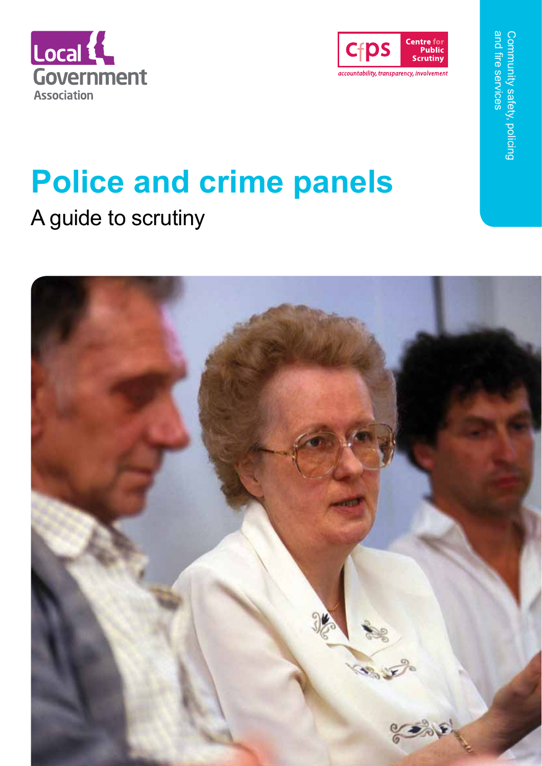Local Government Association

cfps Centre for Public Scrutiny

*accountability, transparency, involvement*

Community safety, policing and fire services

# Police and crime panels

## A guide to scrutiny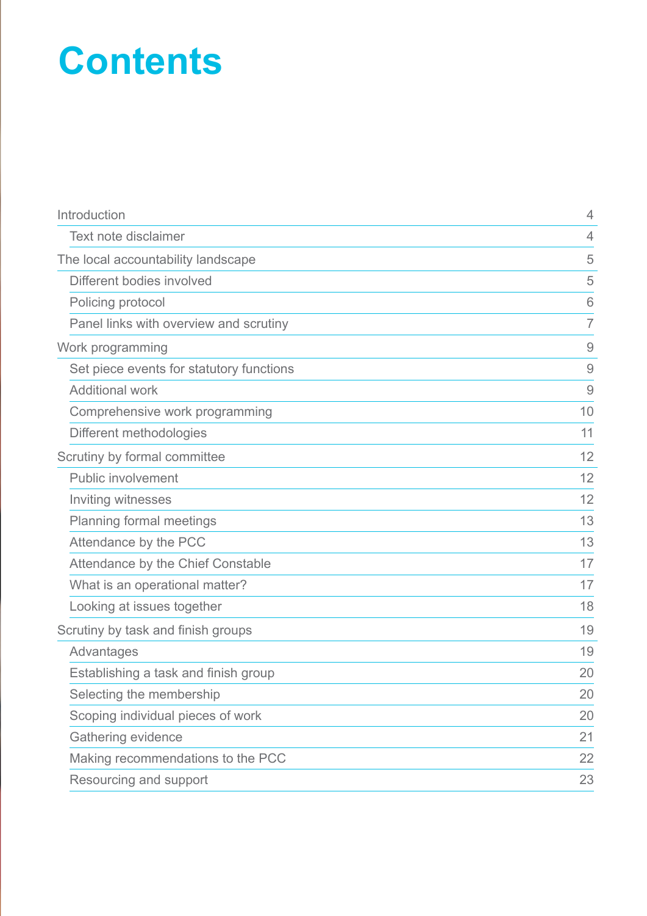# Contents

| | |
|---|---|
| Introduction | 4 |
| Text note disclaimer | 4 |
| The local accountability landscape | 5 |
| Different bodies involved | 5 |
| Policing protocol | 6 |
| Panel links with overview and scrutiny | 7 |
| Work programming | 9 |
| Set piece events for statutory functions | 9 |
| Additional work | 9 |
| Comprehensive work programming | 10 |
| Different methodologies | 11 |
| Scrutiny by formal committee | 12 |
| Public involvement | 12 |
| Inviting witnesses | 12 |
| Planning formal meetings | 13 |
| Attendance by the PCC | 13 |
| Attendance by the Chief Constable | 17 |
| What is an operational matter? | 17 |
| Looking at issues together | 18 |
| Scrutiny by task and finish groups | 19 |
| Advantages | 19 |
| Establishing a task and finish group | 20 |
| Selecting the membership | 20 |
| Scoping individual pieces of work | 20 |
| Gathering evidence | 21 |
| Making recommendations to the PCC | 22 |
| Resourcing and support | 23 |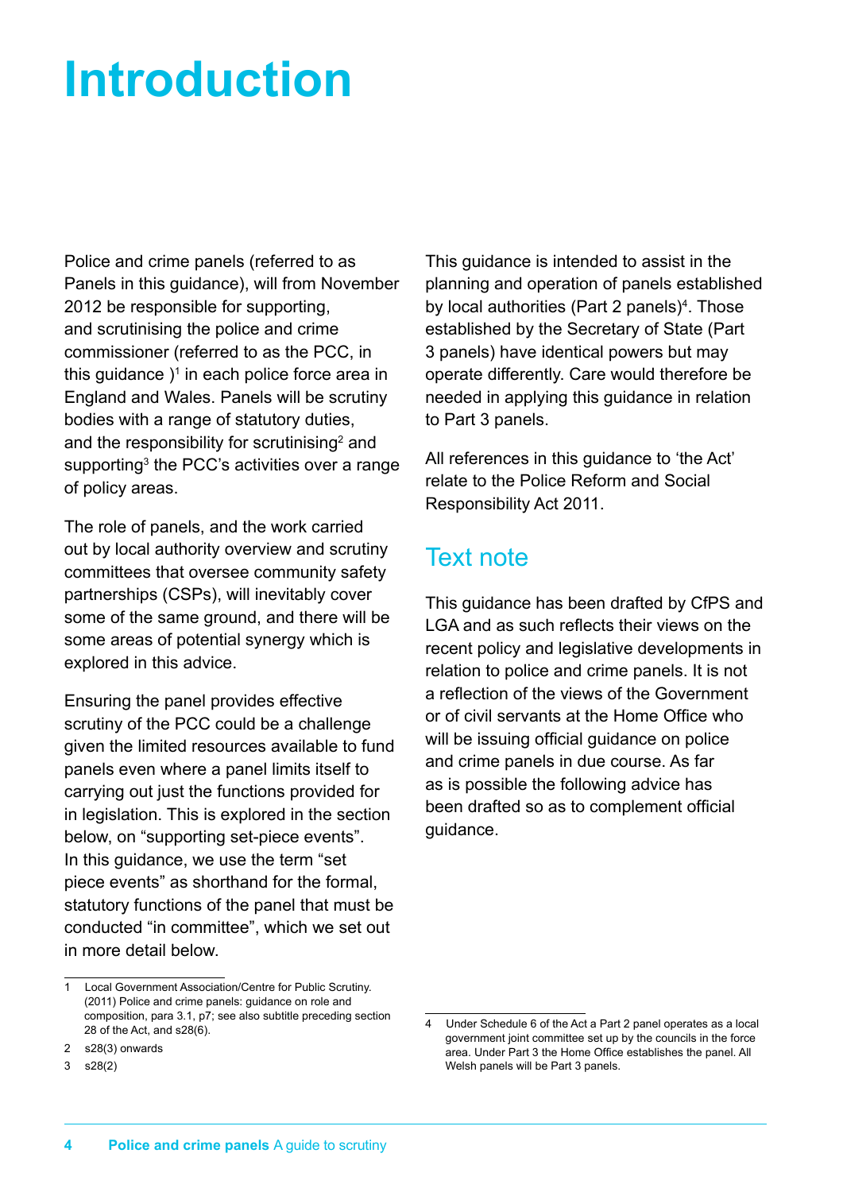# Introduction

Police and crime panels (referred to as Panels in this guidance), will from November 2012 be responsible for supporting, and scrutinising the police and crime commissioner (referred to as the PCC, in this guidance )[1] in each police force area in England and Wales. Panels will be scrutiny bodies with a range of statutory duties, and the responsibility for scrutinising[2] and supporting[3] the PCC's activities over a range of policy areas.

The role of panels, and the work carried out by local authority overview and scrutiny committees that oversee community safety partnerships (CSPs), will inevitably cover some of the same ground, and there will be some areas of potential synergy which is explored in this advice.

Ensuring the panel provides effective scrutiny of the PCC could be a challenge given the limited resources available to fund panels even where a panel limits itself to carrying out just the functions provided for in legislation. This is explored in the section below, on "supporting set-piece events". In this guidance, we use the term "set piece events" as shorthand for the formal, statutory functions of the panel that must be conducted "in committee", which we set out in more detail below.

This guidance is intended to assist in the planning and operation of panels established by local authorities (Part 2 panels)[4]. Those established by the Secretary of State (Part 3 panels) have identical powers but may operate differently. Care would therefore be needed in applying this guidance in relation to Part 3 panels.

All references in this guidance to 'the Act' relate to the Police Reform and Social Responsibility Act 2011.

## Text note

This guidance has been drafted by CfPS and LGA and as such reflects their views on the recent policy and legislative developments in relation to police and crime panels. It is not a reflection of the views of the Government or of civil servants at the Home Office who will be issuing official guidance on police and crime panels in due course. As far as is possible the following advice has been drafted so as to complement official guidance.

---

1 Local Government Association/Centre for Public Scrutiny. (2011) Police and crime panels: guidance on role and composition, para 3.1, p7; see also subtitle preceding section 28 of the Act, and s28(6).

2 s28(3) onwards

3 s28(2)

4 Under Schedule 6 of the Act a Part 2 panel operates as a local government joint committee set up by the councils in the force area. Under Part 3 the Home Office establishes the panel. All Welsh panels will be Part 3 panels.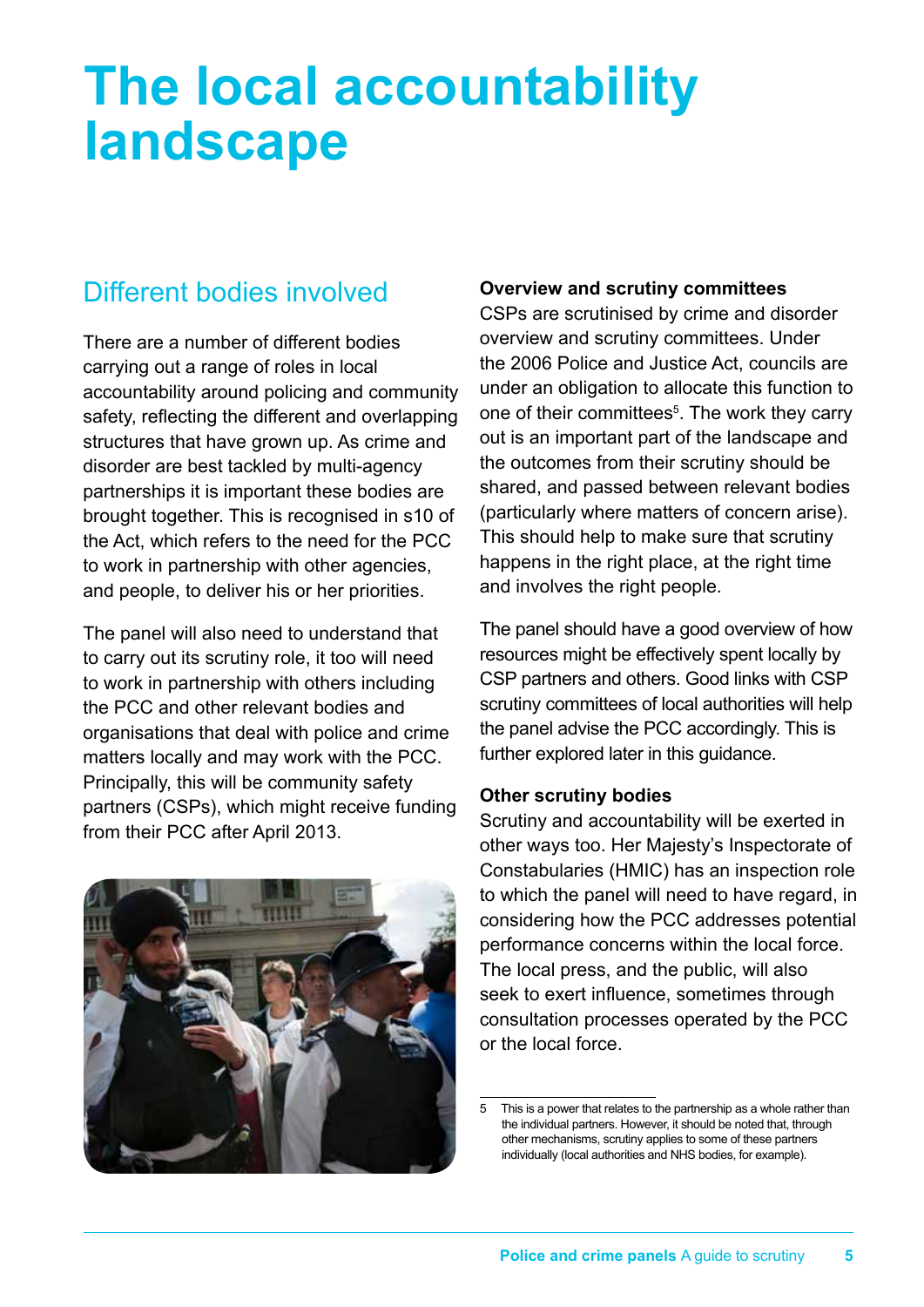# The local accountability landscape

## Different bodies involved

There are a number of different bodies carrying out a range of roles in local accountability around policing and community safety, reflecting the different and overlapping structures that have grown up. As crime and disorder are best tackled by multi-agency partnerships it is important these bodies are brought together. This is recognised in s10 of the Act, which refers to the need for the PCC to work in partnership with other agencies, and people, to deliver his or her priorities.

The panel will also need to understand that to carry out its scrutiny role, it too will need to work in partnership with others including the PCC and other relevant bodies and organisations that deal with police and crime matters locally and may work with the PCC. Principally, this will be community safety partners (CSPs), which might receive funding from their PCC after April 2013.

**Overview and scrutiny committees**

CSPs are scrutinised by crime and disorder overview and scrutiny committees. Under the 2006 Police and Justice Act, councils are under an obligation to allocate this function to one of their committees[5]. The work they carry out is an important part of the landscape and the outcomes from their scrutiny should be shared, and passed between relevant bodies (particularly where matters of concern arise). This should help to make sure that scrutiny happens in the right place, at the right time and involves the right people.

The panel should have a good overview of how resources might be effectively spent locally by CSP partners and others. Good links with CSP scrutiny committees of local authorities will help the panel advise the PCC accordingly. This is further explored later in this guidance.

**Other scrutiny bodies**

Scrutiny and accountability will be exerted in other ways too. Her Majesty's Inspectorate of Constabularies (HMIC) has an inspection role to which the panel will need to have regard, in considering how the PCC addresses potential performance concerns within the local force. The local press, and the public, will also seek to exert influence, sometimes through consultation processes operated by the PCC or the local force.

5 This is a power that relates to the partnership as a whole rather than the individual partners. However, it should be noted that, through other mechanisms, scrutiny applies to some of these partners individually (local authorities and NHS bodies, for example).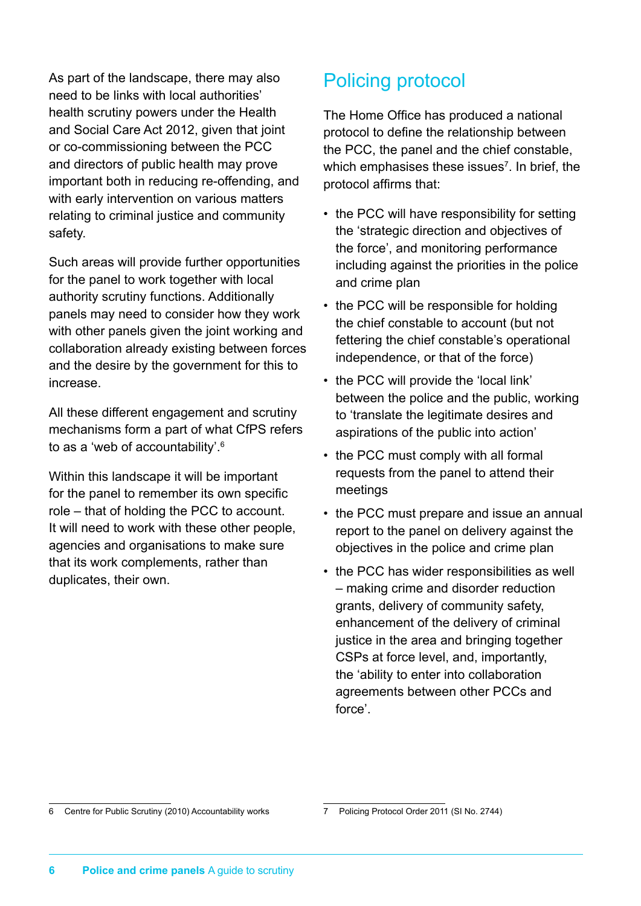As part of the landscape, there may also need to be links with local authorities' health scrutiny powers under the Health and Social Care Act 2012, given that joint or co-commissioning between the PCC and directors of public health may prove important both in reducing re-offending, and with early intervention on various matters relating to criminal justice and community safety.

Such areas will provide further opportunities for the panel to work together with local authority scrutiny functions. Additionally panels may need to consider how they work with other panels given the joint working and collaboration already existing between forces and the desire by the government for this to increase.

All these different engagement and scrutiny mechanisms form a part of what CfPS refers to as a 'web of accountability'.[6]

Within this landscape it will be important for the panel to remember its own specific role – that of holding the PCC to account. It will need to work with these other people, agencies and organisations to make sure that its work complements, rather than duplicates, their own.

## Policing protocol

The Home Office has produced a national protocol to define the relationship between the PCC, the panel and the chief constable, which emphasises these issues[7]. In brief, the protocol affirms that:

- the PCC will have responsibility for setting the 'strategic direction and objectives of the force', and monitoring performance including against the priorities in the police and crime plan
- the PCC will be responsible for holding the chief constable to account (but not fettering the chief constable's operational independence, or that of the force)
- the PCC will provide the 'local link' between the police and the public, working to 'translate the legitimate desires and aspirations of the public into action'
- the PCC must comply with all formal requests from the panel to attend their meetings
- the PCC must prepare and issue an annual report to the panel on delivery against the objectives in the police and crime plan
- the PCC has wider responsibilities as well – making crime and disorder reduction grants, delivery of community safety, enhancement of the delivery of criminal justice in the area and bringing together CSPs at force level, and, importantly, the 'ability to enter into collaboration agreements between other PCCs and force'.

6 Centre for Public Scrutiny (2010) Accountability works

7 Policing Protocol Order 2011 (SI No. 2744)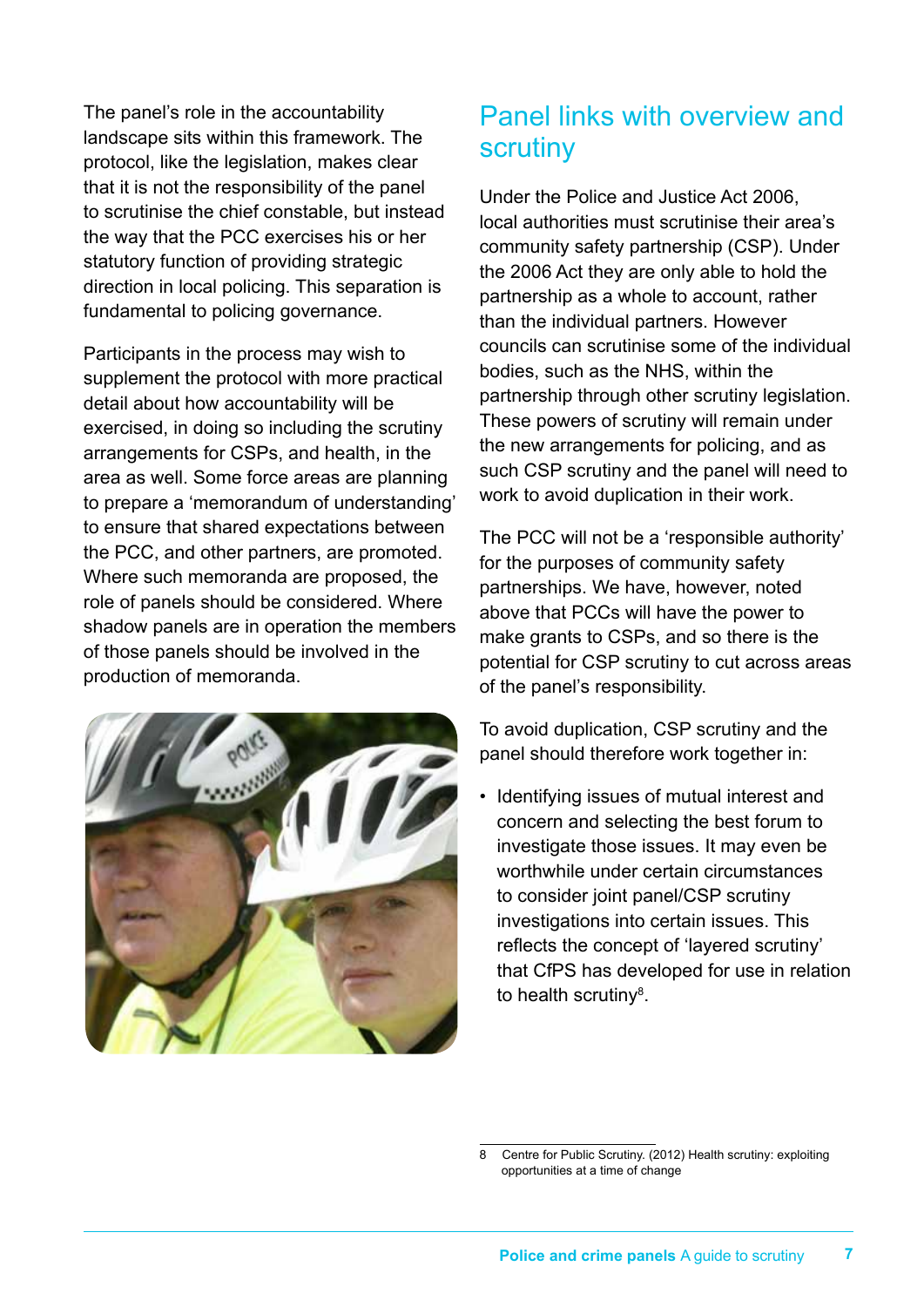The panel's role in the accountability landscape sits within this framework. The protocol, like the legislation, makes clear that it is not the responsibility of the panel to scrutinise the chief constable, but instead the way that the PCC exercises his or her statutory function of providing strategic direction in local policing. This separation is fundamental to policing governance.

Participants in the process may wish to supplement the protocol with more practical detail about how accountability will be exercised, in doing so including the scrutiny arrangements for CSPs, and health, in the area as well. Some force areas are planning to prepare a 'memorandum of understanding' to ensure that shared expectations between the PCC, and other partners, are promoted. Where such memoranda are proposed, the role of panels should be considered. Where shadow panels are in operation the members of those panels should be involved in the production of memoranda.

## Panel links with overview and scrutiny

Under the Police and Justice Act 2006, local authorities must scrutinise their area's community safety partnership (CSP). Under the 2006 Act they are only able to hold the partnership as a whole to account, rather than the individual partners. However councils can scrutinise some of the individual bodies, such as the NHS, within the partnership through other scrutiny legislation. These powers of scrutiny will remain under the new arrangements for policing, and as such CSP scrutiny and the panel will need to work to avoid duplication in their work.

The PCC will not be a 'responsible authority' for the purposes of community safety partnerships. We have, however, noted above that PCCs will have the power to make grants to CSPs, and so there is the potential for CSP scrutiny to cut across areas of the panel's responsibility.

To avoid duplication, CSP scrutiny and the panel should therefore work together in:

- Identifying issues of mutual interest and concern and selecting the best forum to investigate those issues. It may even be worthwhile under certain circumstances to consider joint panel/CSP scrutiny investigations into certain issues. This reflects the concept of 'layered scrutiny' that CfPS has developed for use in relation to health scrutiny[8].

8 Centre for Public Scrutiny. (2012) Health scrutiny: exploiting opportunities at a time of change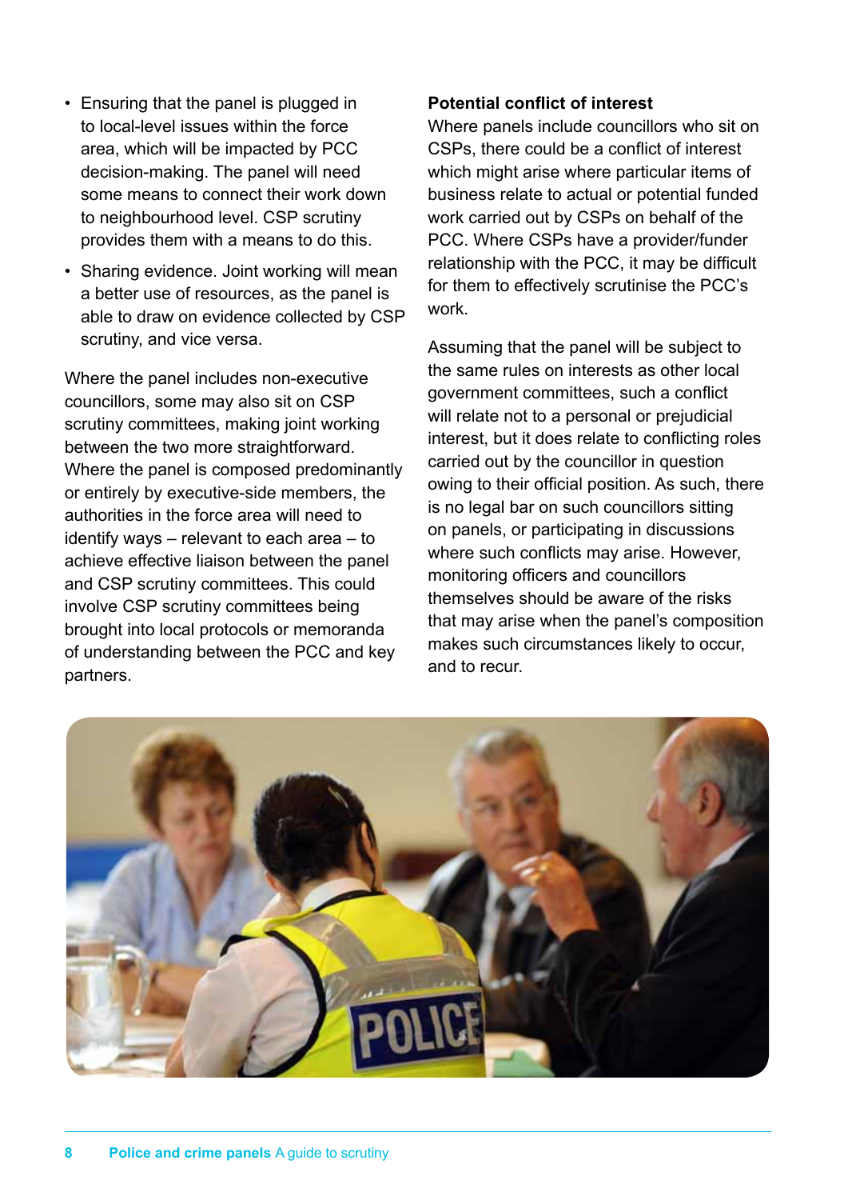- Ensuring that the panel is plugged in to local-level issues within the force area, which will be impacted by PCC decision-making. The panel will need some means to connect their work down to neighbourhood level. CSP scrutiny provides them with a means to do this.
- Sharing evidence. Joint working will mean a better use of resources, as the panel is able to draw on evidence collected by CSP scrutiny, and vice versa.

Where the panel includes non-executive councillors, some may also sit on CSP scrutiny committees, making joint working between the two more straightforward. Where the panel is composed predominantly or entirely by executive-side members, the authorities in the force area will need to identify ways – relevant to each area – to achieve effective liaison between the panel and CSP scrutiny committees. This could involve CSP scrutiny committees being brought into local protocols or memoranda of understanding between the PCC and key partners.

**Potential conflict of interest**

Where panels include councillors who sit on CSPs, there could be a conflict of interest which might arise where particular items of business relate to actual or potential funded work carried out by CSPs on behalf of the PCC. Where CSPs have a provider/funder relationship with the PCC, it may be difficult for them to effectively scrutinise the PCC's work.

Assuming that the panel will be subject to the same rules on interests as other local government committees, such a conflict will relate not to a personal or prejudicial interest, but it does relate to conflicting roles carried out by the councillor in question owing to their official position. As such, there is no legal bar on such councillors sitting on panels, or participating in discussions where such conflicts may arise. However, monitoring officers and councillors themselves should be aware of the risks that may arise when the panel's composition makes such circumstances likely to occur, and to recur.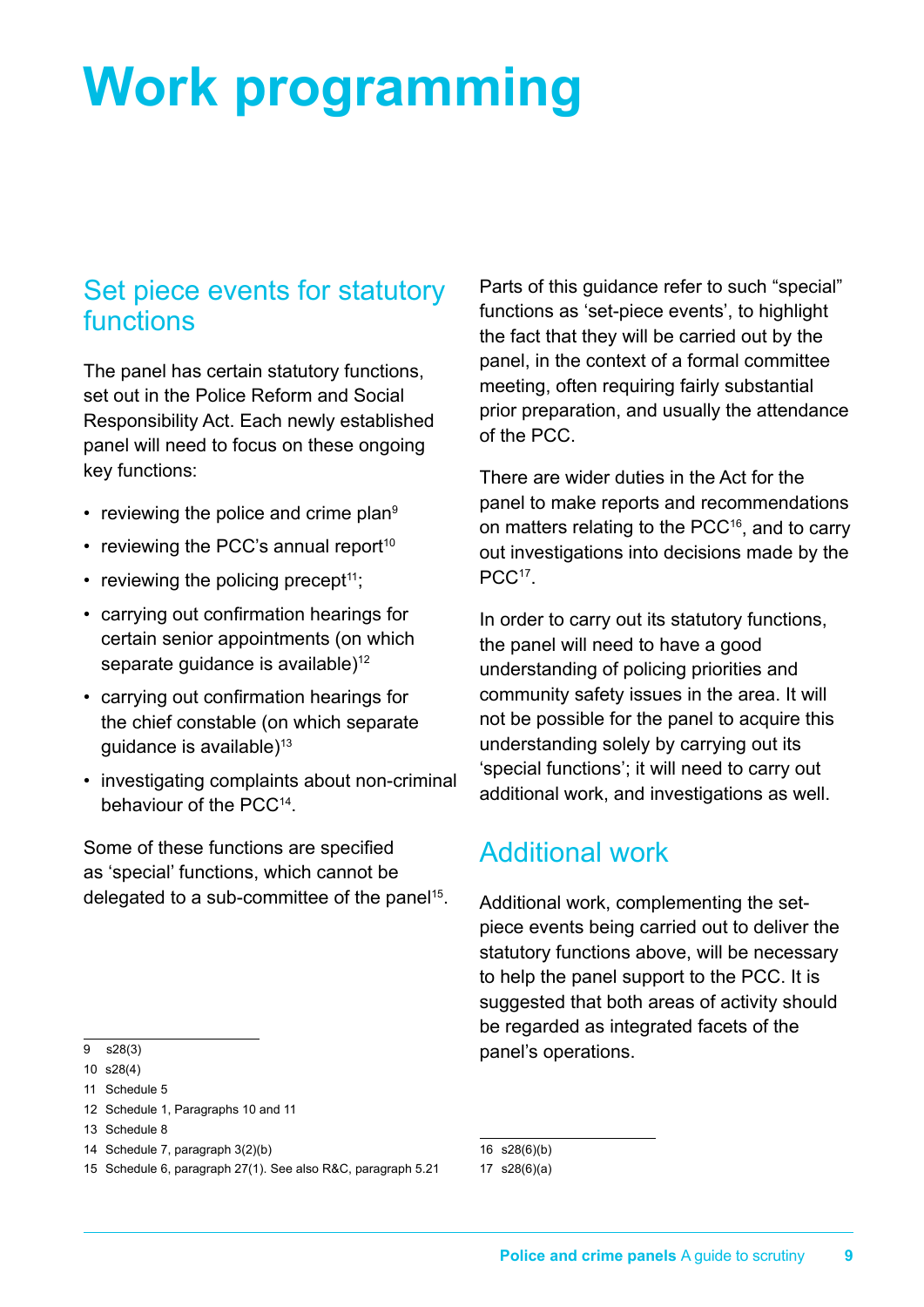# Work programming

## Set piece events for statutory functions

The panel has certain statutory functions, set out in the Police Reform and Social Responsibility Act. Each newly established panel will need to focus on these ongoing key functions:

- reviewing the police and crime plan[9]
- reviewing the PCC's annual report[10]
- reviewing the policing precept[11];
- carrying out confirmation hearings for certain senior appointments (on which separate guidance is available)[12]
- carrying out confirmation hearings for the chief constable (on which separate guidance is available)[13]
- investigating complaints about non-criminal behaviour of the PCC[14].

Some of these functions are specified as 'special' functions, which cannot be delegated to a sub-committee of the panel[15].

Parts of this guidance refer to such "special" functions as 'set-piece events', to highlight the fact that they will be carried out by the panel, in the context of a formal committee meeting, often requiring fairly substantial prior preparation, and usually the attendance of the PCC.

There are wider duties in the Act for the panel to make reports and recommendations on matters relating to the PCC[16], and to carry out investigations into decisions made by the PCC[17].

In order to carry out its statutory functions, the panel will need to have a good understanding of policing priorities and community safety issues in the area. It will not be possible for the panel to acquire this understanding solely by carrying out its 'special functions'; it will need to carry out additional work, and investigations as well.

## Additional work

Additional work, complementing the set-piece events being carried out to deliver the statutory functions above, will be necessary to help the panel support to the PCC. It is suggested that both areas of activity should be regarded as integrated facets of the panel's operations.

---

9 s28(3)

10 s28(4)

11 Schedule 5

12 Schedule 1, Paragraphs 10 and 11

13 Schedule 8

14 Schedule 7, paragraph 3(2)(b)

15 Schedule 6, paragraph 27(1). See also R&C, paragraph 5.21

16 s28(6)(b)

17 s28(6)(a)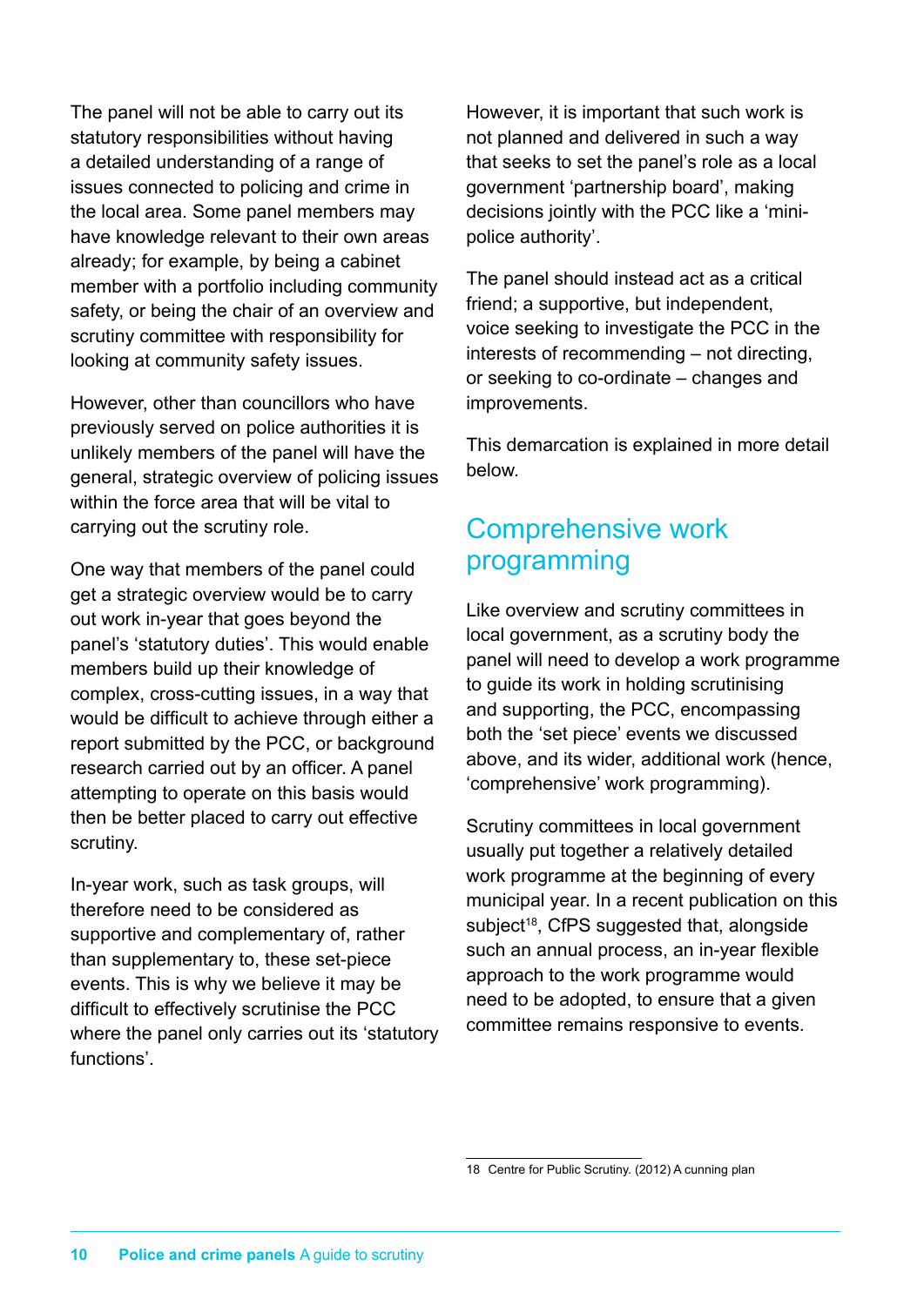The panel will not be able to carry out its statutory responsibilities without having a detailed understanding of a range of issues connected to policing and crime in the local area. Some panel members may have knowledge relevant to their own areas already; for example, by being a cabinet member with a portfolio including community safety, or being the chair of an overview and scrutiny committee with responsibility for looking at community safety issues.

However, other than councillors who have previously served on police authorities it is unlikely members of the panel will have the general, strategic overview of policing issues within the force area that will be vital to carrying out the scrutiny role.

One way that members of the panel could get a strategic overview would be to carry out work in-year that goes beyond the panel's 'statutory duties'. This would enable members build up their knowledge of complex, cross-cutting issues, in a way that would be difficult to achieve through either a report submitted by the PCC, or background research carried out by an officer. A panel attempting to operate on this basis would then be better placed to carry out effective scrutiny.

In-year work, such as task groups, will therefore need to be considered as supportive and complementary of, rather than supplementary to, these set-piece events. This is why we believe it may be difficult to effectively scrutinise the PCC where the panel only carries out its 'statutory functions'.

However, it is important that such work is not planned and delivered in such a way that seeks to set the panel's role as a local government 'partnership board', making decisions jointly with the PCC like a 'mini-police authority'.

The panel should instead act as a critical friend; a supportive, but independent, voice seeking to investigate the PCC in the interests of recommending – not directing, or seeking to co-ordinate – changes and improvements.

This demarcation is explained in more detail below.

## Comprehensive work programming

Like overview and scrutiny committees in local government, as a scrutiny body the panel will need to develop a work programme to guide its work in holding scrutinising and supporting, the PCC, encompassing both the 'set piece' events we discussed above, and its wider, additional work (hence, 'comprehensive' work programming).

Scrutiny committees in local government usually put together a relatively detailed work programme at the beginning of every municipal year. In a recent publication on this subject[18], CfPS suggested that, alongside such an annual process, an in-year flexible approach to the work programme would need to be adopted, to ensure that a given committee remains responsive to events.

---

18 Centre for Public Scrutiny. (2012) A cunning plan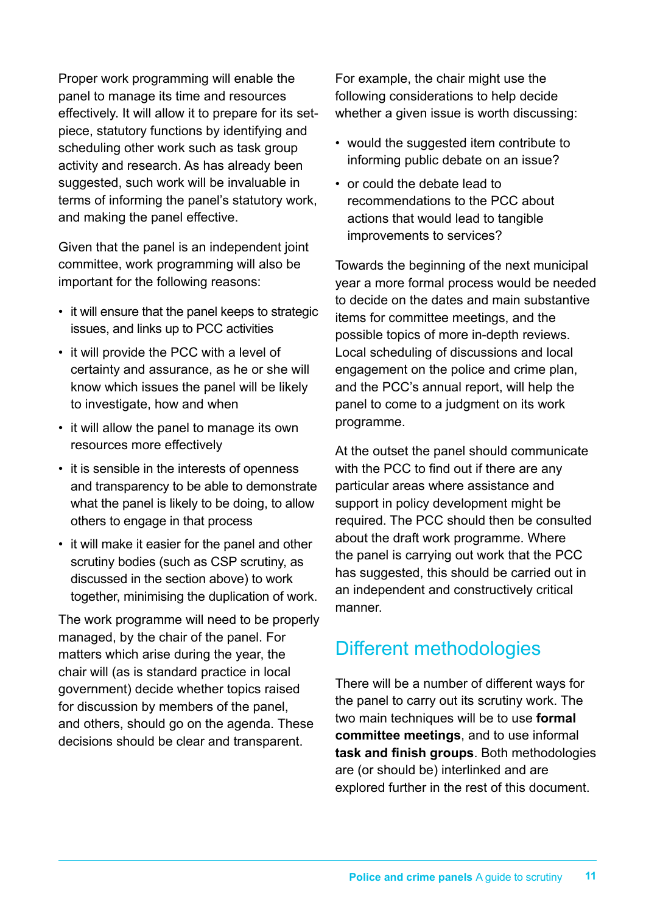Proper work programming will enable the panel to manage its time and resources effectively. It will allow it to prepare for its set-piece, statutory functions by identifying and scheduling other work such as task group activity and research. As has already been suggested, such work will be invaluable in terms of informing the panel's statutory work, and making the panel effective.

Given that the panel is an independent joint committee, work programming will also be important for the following reasons:

- it will ensure that the panel keeps to strategic issues, and links up to PCC activities
- it will provide the PCC with a level of certainty and assurance, as he or she will know which issues the panel will be likely to investigate, how and when
- it will allow the panel to manage its own resources more effectively
- it is sensible in the interests of openness and transparency to be able to demonstrate what the panel is likely to be doing, to allow others to engage in that process
- it will make it easier for the panel and other scrutiny bodies (such as CSP scrutiny, as discussed in the section above) to work together, minimising the duplication of work.

The work programme will need to be properly managed, by the chair of the panel. For matters which arise during the year, the chair will (as is standard practice in local government) decide whether topics raised for discussion by members of the panel, and others, should go on the agenda. These decisions should be clear and transparent.

For example, the chair might use the following considerations to help decide whether a given issue is worth discussing:

- would the suggested item contribute to informing public debate on an issue?
- or could the debate lead to recommendations to the PCC about actions that would lead to tangible improvements to services?

Towards the beginning of the next municipal year a more formal process would be needed to decide on the dates and main substantive items for committee meetings, and the possible topics of more in-depth reviews. Local scheduling of discussions and local engagement on the police and crime plan, and the PCC's annual report, will help the panel to come to a judgment on its work programme.

At the outset the panel should communicate with the PCC to find out if there are any particular areas where assistance and support in policy development might be required. The PCC should then be consulted about the draft work programme. Where the panel is carrying out work that the PCC has suggested, this should be carried out in an independent and constructively critical manner.

## Different methodologies

There will be a number of different ways for the panel to carry out its scrutiny work. The two main techniques will be to use **formal committee meetings**, and to use informal **task and finish groups**. Both methodologies are (or should be) interlinked and are explored further in the rest of this document.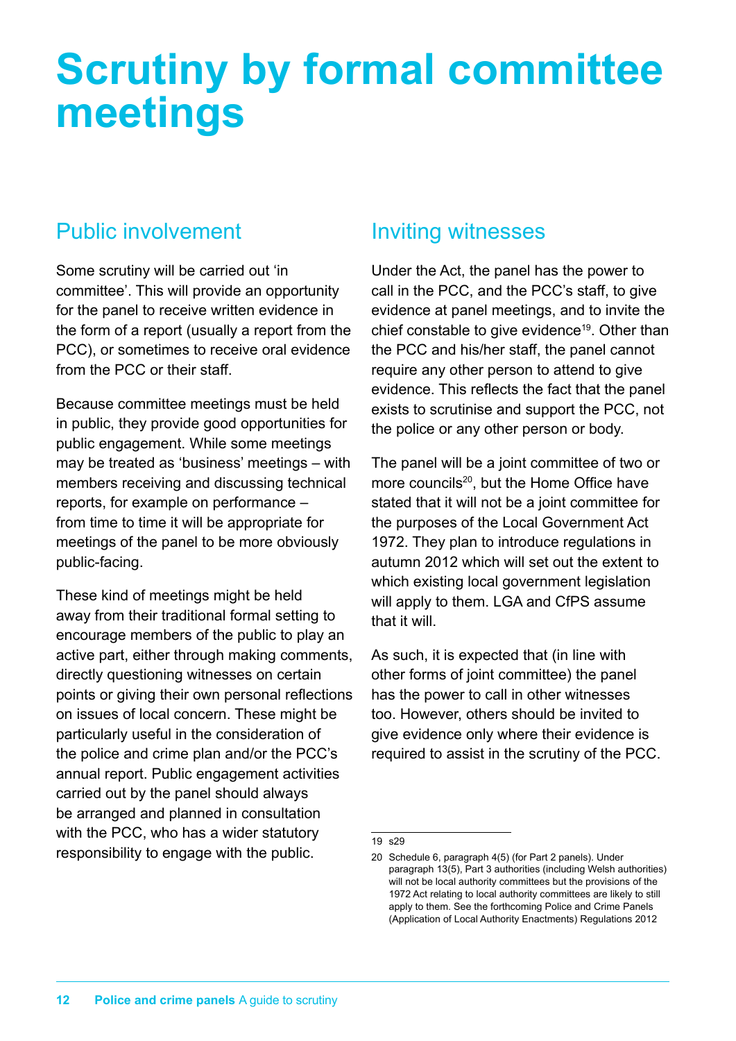# Scrutiny by formal committee meetings

## Public involvement

Some scrutiny will be carried out 'in committee'. This will provide an opportunity for the panel to receive written evidence in the form of a report (usually a report from the PCC), or sometimes to receive oral evidence from the PCC or their staff.

Because committee meetings must be held in public, they provide good opportunities for public engagement. While some meetings may be treated as 'business' meetings – with members receiving and discussing technical reports, for example on performance – from time to time it will be appropriate for meetings of the panel to be more obviously public-facing.

These kind of meetings might be held away from their traditional formal setting to encourage members of the public to play an active part, either through making comments, directly questioning witnesses on certain points or giving their own personal reflections on issues of local concern. These might be particularly useful in the consideration of the police and crime plan and/or the PCC's annual report. Public engagement activities carried out by the panel should always be arranged and planned in consultation with the PCC, who has a wider statutory responsibility to engage with the public.

## Inviting witnesses

Under the Act, the panel has the power to call in the PCC, and the PCC's staff, to give evidence at panel meetings, and to invite the chief constable to give evidence[19]. Other than the PCC and his/her staff, the panel cannot require any other person to attend to give evidence. This reflects the fact that the panel exists to scrutinise and support the PCC, not the police or any other person or body.

The panel will be a joint committee of two or more councils[20], but the Home Office have stated that it will not be a joint committee for the purposes of the Local Government Act 1972. They plan to introduce regulations in autumn 2012 which will set out the extent to which existing local government legislation will apply to them. LGA and CfPS assume that it will.

As such, it is expected that (in line with other forms of joint committee) the panel has the power to call in other witnesses too. However, others should be invited to give evidence only where their evidence is required to assist in the scrutiny of the PCC.

---

19 s29

20 Schedule 6, paragraph 4(5) (for Part 2 panels). Under paragraph 13(5), Part 3 authorities (including Welsh authorities) will not be local authority committees but the provisions of the 1972 Act relating to local authority committees are likely to still apply to them. See the forthcoming Police and Crime Panels (Application of Local Authority Enactments) Regulations 2012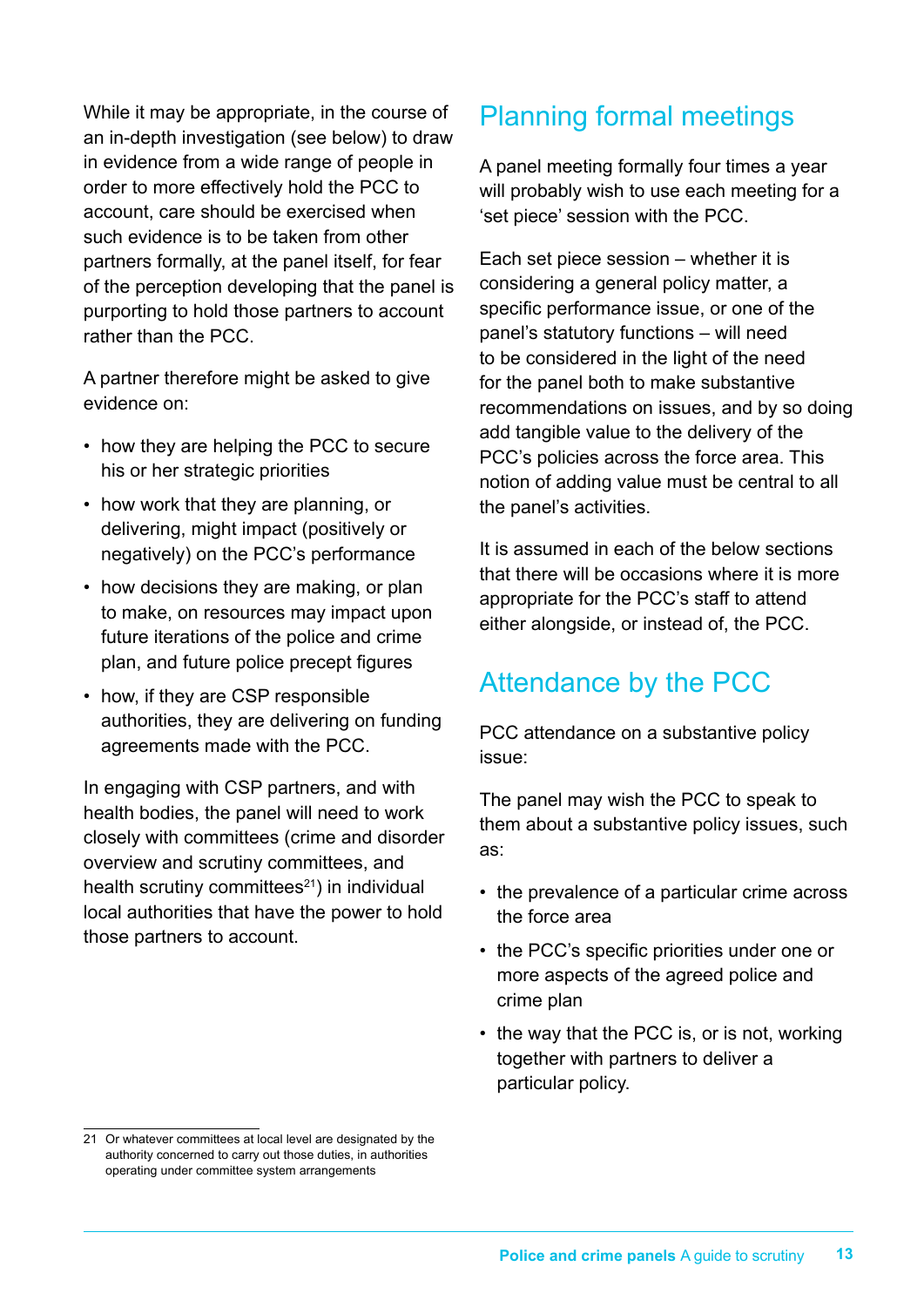While it may be appropriate, in the course of an in-depth investigation (see below) to draw in evidence from a wide range of people in order to more effectively hold the PCC to account, care should be exercised when such evidence is to be taken from other partners formally, at the panel itself, for fear of the perception developing that the panel is purporting to hold those partners to account rather than the PCC.

A partner therefore might be asked to give evidence on:

- how they are helping the PCC to secure his or her strategic priorities
- how work that they are planning, or delivering, might impact (positively or negatively) on the PCC's performance
- how decisions they are making, or plan to make, on resources may impact upon future iterations of the police and crime plan, and future police precept figures
- how, if they are CSP responsible authorities, they are delivering on funding agreements made with the PCC.

In engaging with CSP partners, and with health bodies, the panel will need to work closely with committees (crime and disorder overview and scrutiny committees, and health scrutiny committees[21]) in individual local authorities that have the power to hold those partners to account.

## Planning formal meetings

A panel meeting formally four times a year will probably wish to use each meeting for a 'set piece' session with the PCC.

Each set piece session – whether it is considering a general policy matter, a specific performance issue, or one of the panel's statutory functions – will need to be considered in the light of the need for the panel both to make substantive recommendations on issues, and by so doing add tangible value to the delivery of the PCC's policies across the force area. This notion of adding value must be central to all the panel's activities.

It is assumed in each of the below sections that there will be occasions where it is more appropriate for the PCC's staff to attend either alongside, or instead of, the PCC.

## Attendance by the PCC

PCC attendance on a substantive policy issue:

The panel may wish the PCC to speak to them about a substantive policy issues, such as:

- the prevalence of a particular crime across the force area
- the PCC's specific priorities under one or more aspects of the agreed police and crime plan
- the way that the PCC is, or is not, working together with partners to deliver a particular policy.

21 Or whatever committees at local level are designated by the authority concerned to carry out those duties, in authorities operating under committee system arrangements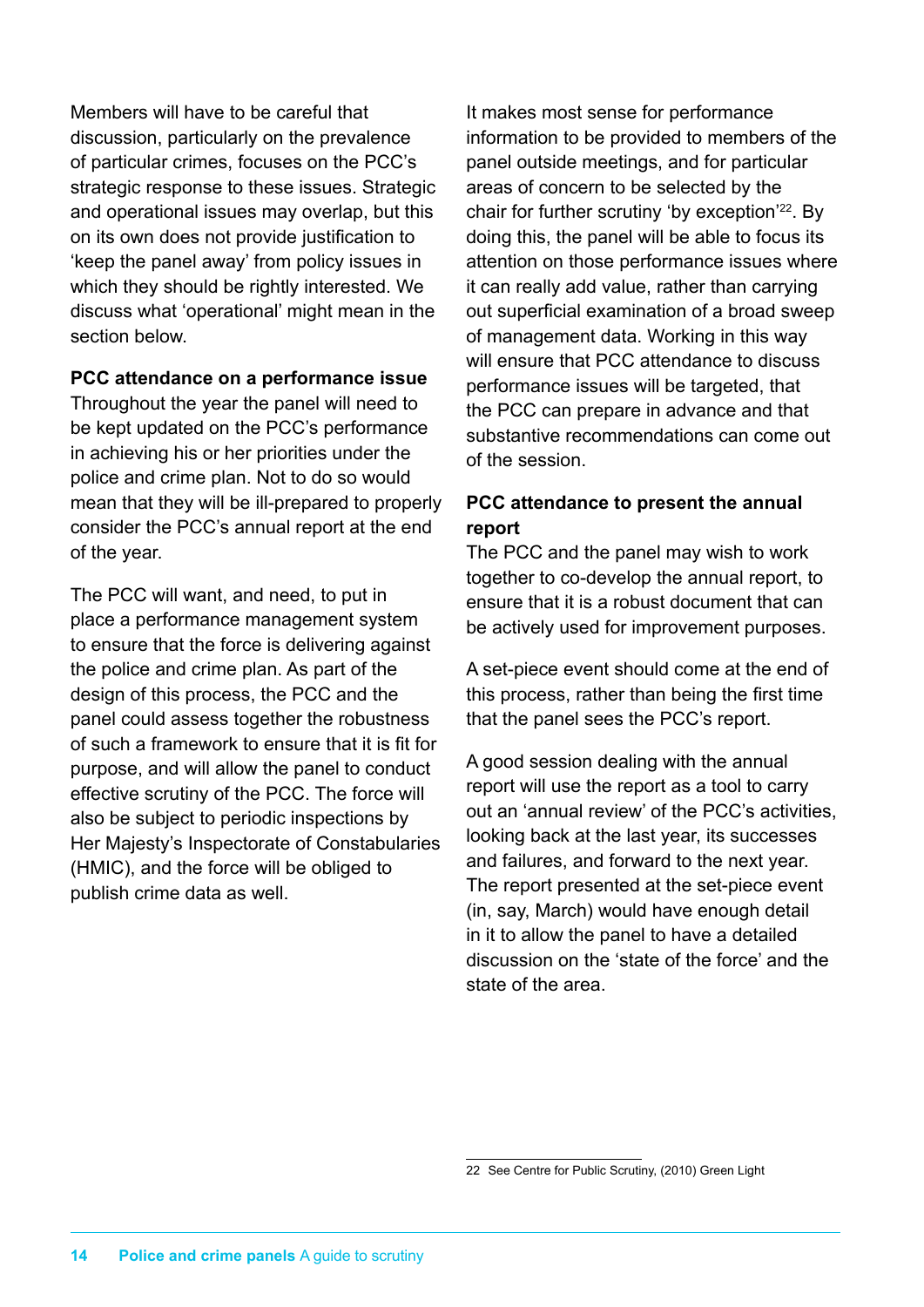Members will have to be careful that discussion, particularly on the prevalence of particular crimes, focuses on the PCC's strategic response to these issues. Strategic and operational issues may overlap, but this on its own does not provide justification to 'keep the panel away' from policy issues in which they should be rightly interested. We discuss what 'operational' might mean in the section below.

**PCC attendance on a performance issue**

Throughout the year the panel will need to be kept updated on the PCC's performance in achieving his or her priorities under the police and crime plan. Not to do so would mean that they will be ill-prepared to properly consider the PCC's annual report at the end of the year.

The PCC will want, and need, to put in place a performance management system to ensure that the force is delivering against the police and crime plan. As part of the design of this process, the PCC and the panel could assess together the robustness of such a framework to ensure that it is fit for purpose, and will allow the panel to conduct effective scrutiny of the PCC. The force will also be subject to periodic inspections by Her Majesty's Inspectorate of Constabularies (HMIC), and the force will be obliged to publish crime data as well.

It makes most sense for performance information to be provided to members of the panel outside meetings, and for particular areas of concern to be selected by the chair for further scrutiny 'by exception'[22]. By doing this, the panel will be able to focus its attention on those performance issues where it can really add value, rather than carrying out superficial examination of a broad sweep of management data. Working in this way will ensure that PCC attendance to discuss performance issues will be targeted, that the PCC can prepare in advance and that substantive recommendations can come out of the session.

**PCC attendance to present the annual report**

The PCC and the panel may wish to work together to co-develop the annual report, to ensure that it is a robust document that can be actively used for improvement purposes.

A set-piece event should come at the end of this process, rather than being the first time that the panel sees the PCC's report.

A good session dealing with the annual report will use the report as a tool to carry out an 'annual review' of the PCC's activities, looking back at the last year, its successes and failures, and forward to the next year. The report presented at the set-piece event (in, say, March) would have enough detail in it to allow the panel to have a detailed discussion on the 'state of the force' and the state of the area.

---

22 See Centre for Public Scrutiny, (2010) Green Light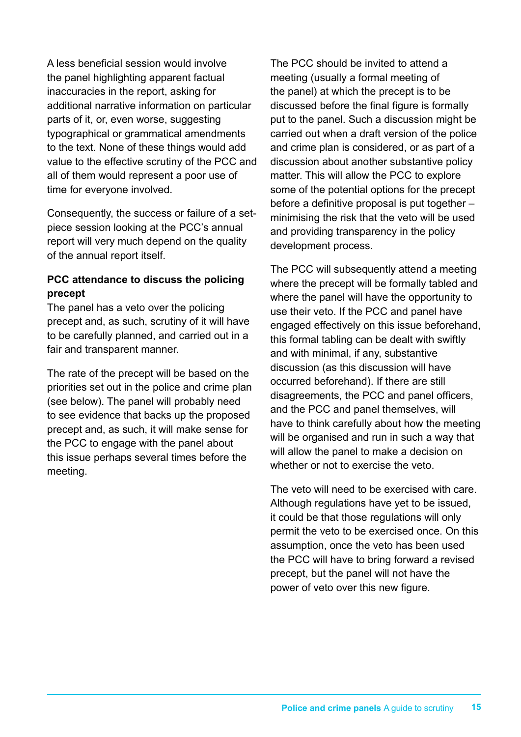A less beneficial session would involve the panel highlighting apparent factual inaccuracies in the report, asking for additional narrative information on particular parts of it, or, even worse, suggesting typographical or grammatical amendments to the text. None of these things would add value to the effective scrutiny of the PCC and all of them would represent a poor use of time for everyone involved.

Consequently, the success or failure of a set-piece session looking at the PCC's annual report will very much depend on the quality of the annual report itself.

**PCC attendance to discuss the policing precept**

The panel has a veto over the policing precept and, as such, scrutiny of it will have to be carefully planned, and carried out in a fair and transparent manner.

The rate of the precept will be based on the priorities set out in the police and crime plan (see below). The panel will probably need to see evidence that backs up the proposed precept and, as such, it will make sense for the PCC to engage with the panel about this issue perhaps several times before the meeting.

The PCC should be invited to attend a meeting (usually a formal meeting of the panel) at which the precept is to be discussed before the final figure is formally put to the panel. Such a discussion might be carried out when a draft version of the police and crime plan is considered, or as part of a discussion about another substantive policy matter. This will allow the PCC to explore some of the potential options for the precept before a definitive proposal is put together – minimising the risk that the veto will be used and providing transparency in the policy development process.

The PCC will subsequently attend a meeting where the precept will be formally tabled and where the panel will have the opportunity to use their veto. If the PCC and panel have engaged effectively on this issue beforehand, this formal tabling can be dealt with swiftly and with minimal, if any, substantive discussion (as this discussion will have occurred beforehand). If there are still disagreements, the PCC and panel officers, and the PCC and panel themselves, will have to think carefully about how the meeting will be organised and run in such a way that will allow the panel to make a decision on whether or not to exercise the veto.

The veto will need to be exercised with care. Although regulations have yet to be issued, it could be that those regulations will only permit the veto to be exercised once. On this assumption, once the veto has been used the PCC will have to bring forward a revised precept, but the panel will not have the power of veto over this new figure.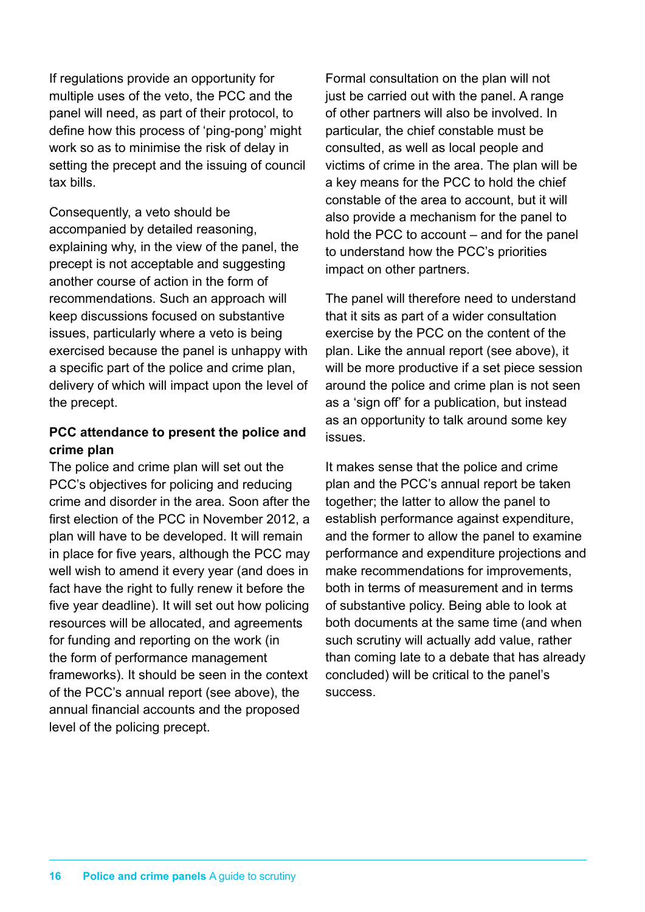If regulations provide an opportunity for multiple uses of the veto, the PCC and the panel will need, as part of their protocol, to define how this process of 'ping-pong' might work so as to minimise the risk of delay in setting the precept and the issuing of council tax bills.

Consequently, a veto should be accompanied by detailed reasoning, explaining why, in the view of the panel, the precept is not acceptable and suggesting another course of action in the form of recommendations. Such an approach will keep discussions focused on substantive issues, particularly where a veto is being exercised because the panel is unhappy with a specific part of the police and crime plan, delivery of which will impact upon the level of the precept.

**PCC attendance to present the police and crime plan**

The police and crime plan will set out the PCC's objectives for policing and reducing crime and disorder in the area. Soon after the first election of the PCC in November 2012, a plan will have to be developed. It will remain in place for five years, although the PCC may well wish to amend it every year (and does in fact have the right to fully renew it before the five year deadline). It will set out how policing resources will be allocated, and agreements for funding and reporting on the work (in the form of performance management frameworks). It should be seen in the context of the PCC's annual report (see above), the annual financial accounts and the proposed level of the policing precept.

Formal consultation on the plan will not just be carried out with the panel. A range of other partners will also be involved. In particular, the chief constable must be consulted, as well as local people and victims of crime in the area. The plan will be a key means for the PCC to hold the chief constable of the area to account, but it will also provide a mechanism for the panel to hold the PCC to account – and for the panel to understand how the PCC's priorities impact on other partners.

The panel will therefore need to understand that it sits as part of a wider consultation exercise by the PCC on the content of the plan. Like the annual report (see above), it will be more productive if a set piece session around the police and crime plan is not seen as a 'sign off' for a publication, but instead as an opportunity to talk around some key issues.

It makes sense that the police and crime plan and the PCC's annual report be taken together; the latter to allow the panel to establish performance against expenditure, and the former to allow the panel to examine performance and expenditure projections and make recommendations for improvements, both in terms of measurement and in terms of substantive policy. Being able to look at both documents at the same time (and when such scrutiny will actually add value, rather than coming late to a debate that has already concluded) will be critical to the panel's success.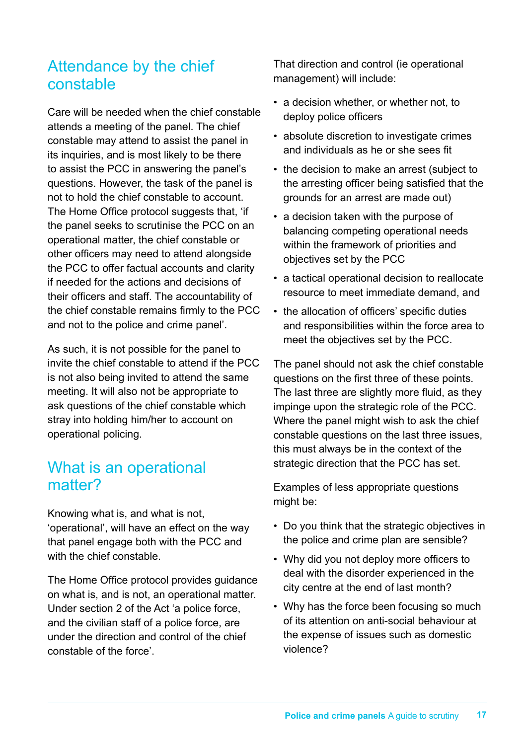## Attendance by the chief constable

Care will be needed when the chief constable attends a meeting of the panel. The chief constable may attend to assist the panel in its inquiries, and is most likely to be there to assist the PCC in answering the panel's questions. However, the task of the panel is not to hold the chief constable to account. The Home Office protocol suggests that, 'if the panel seeks to scrutinise the PCC on an operational matter, the chief constable or other officers may need to attend alongside the PCC to offer factual accounts and clarity if needed for the actions and decisions of their officers and staff. The accountability of the chief constable remains firmly to the PCC and not to the police and crime panel'.

As such, it is not possible for the panel to invite the chief constable to attend if the PCC is not also being invited to attend the same meeting. It will also not be appropriate to ask questions of the chief constable which stray into holding him/her to account on operational policing.

## What is an operational matter?

Knowing what is, and what is not, 'operational', will have an effect on the way that panel engage both with the PCC and with the chief constable.

The Home Office protocol provides guidance on what is, and is not, an operational matter. Under section 2 of the Act 'a police force, and the civilian staff of a police force, are under the direction and control of the chief constable of the force'.

That direction and control (ie operational management) will include:

- a decision whether, or whether not, to deploy police officers
- absolute discretion to investigate crimes and individuals as he or she sees fit
- the decision to make an arrest (subject to the arresting officer being satisfied that the grounds for an arrest are made out)
- a decision taken with the purpose of balancing competing operational needs within the framework of priorities and objectives set by the PCC
- a tactical operational decision to reallocate resource to meet immediate demand, and
- the allocation of officers' specific duties and responsibilities within the force area to meet the objectives set by the PCC.

The panel should not ask the chief constable questions on the first three of these points. The last three are slightly more fluid, as they impinge upon the strategic role of the PCC. Where the panel might wish to ask the chief constable questions on the last three issues, this must always be in the context of the strategic direction that the PCC has set.

Examples of less appropriate questions might be:

- Do you think that the strategic objectives in the police and crime plan are sensible?
- Why did you not deploy more officers to deal with the disorder experienced in the city centre at the end of last month?
- Why has the force been focusing so much of its attention on anti-social behaviour at the expense of issues such as domestic violence?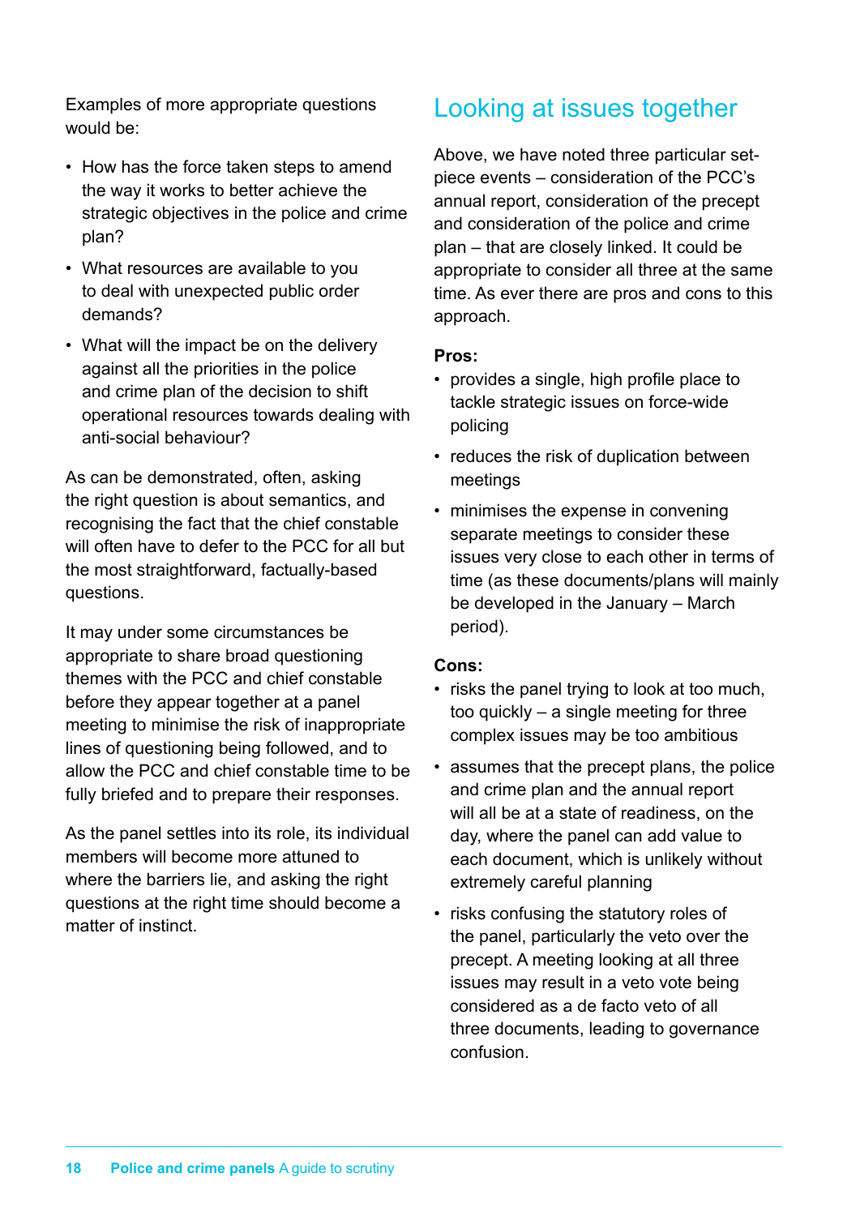Examples of more appropriate questions would be:

- How has the force taken steps to amend the way it works to better achieve the strategic objectives in the police and crime plan?
- What resources are available to you to deal with unexpected public order demands?
- What will the impact be on the delivery against all the priorities in the police and crime plan of the decision to shift operational resources towards dealing with anti-social behaviour?

As can be demonstrated, often, asking the right question is about semantics, and recognising the fact that the chief constable will often have to defer to the PCC for all but the most straightforward, factually-based questions.

It may under some circumstances be appropriate to share broad questioning themes with the PCC and chief constable before they appear together at a panel meeting to minimise the risk of inappropriate lines of questioning being followed, and to allow the PCC and chief constable time to be fully briefed and to prepare their responses.

As the panel settles into its role, its individual members will become more attuned to where the barriers lie, and asking the right questions at the right time should become a matter of instinct.

## Looking at issues together

Above, we have noted three particular set-piece events – consideration of the PCC's annual report, consideration of the precept and consideration of the police and crime plan – that are closely linked. It could be appropriate to consider all three at the same time. As ever there are pros and cons to this approach.

**Pros:**

- provides a single, high profile place to tackle strategic issues on force-wide policing
- reduces the risk of duplication between meetings
- minimises the expense in convening separate meetings to consider these issues very close to each other in terms of time (as these documents/plans will mainly be developed in the January – March period).

**Cons:**

- risks the panel trying to look at too much, too quickly – a single meeting for three complex issues may be too ambitious
- assumes that the precept plans, the police and crime plan and the annual report will all be at a state of readiness, on the day, where the panel can add value to each document, which is unlikely without extremely careful planning
- risks confusing the statutory roles of the panel, particularly the veto over the precept. A meeting looking at all three issues may result in a veto vote being considered as a de facto veto of all three documents, leading to governance confusion.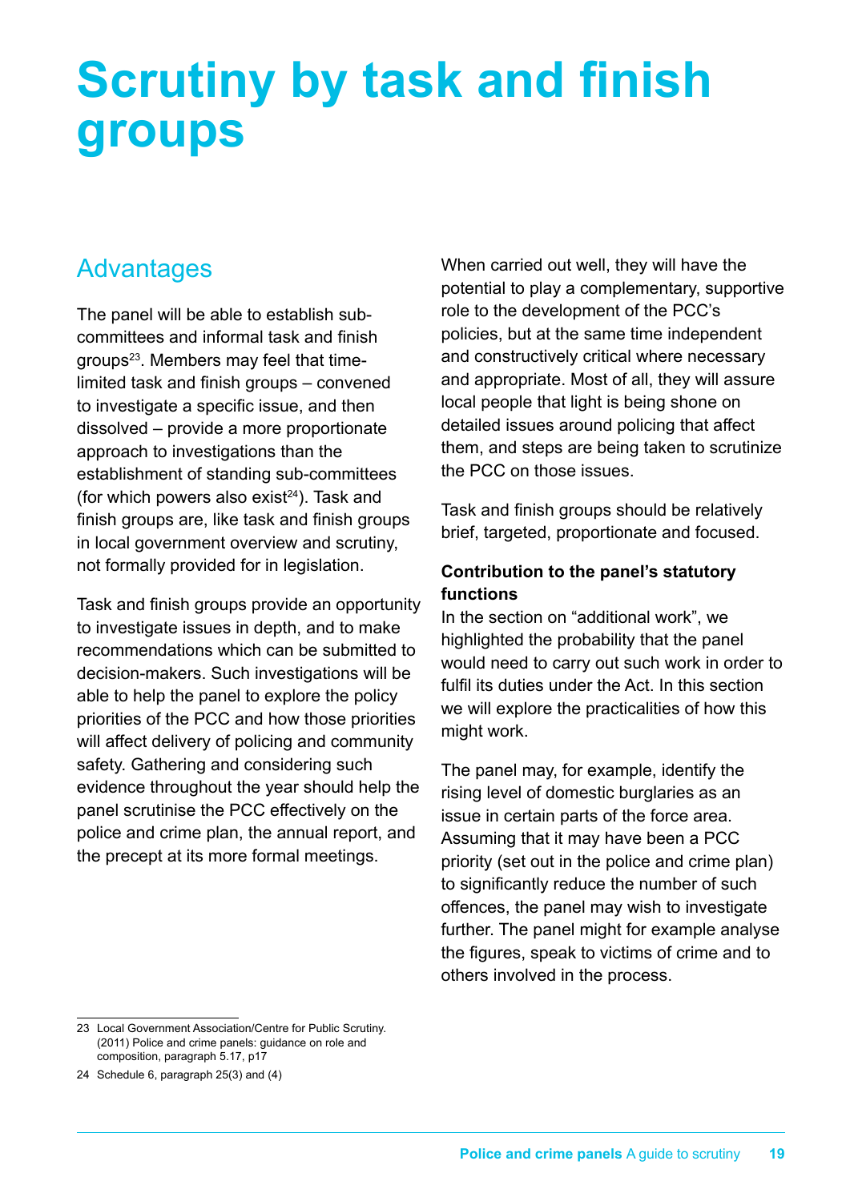# Scrutiny by task and finish groups

## Advantages

The panel will be able to establish sub-committees and informal task and finish groups[23]. Members may feel that time-limited task and finish groups – convened to investigate a specific issue, and then dissolved – provide a more proportionate approach to investigations than the establishment of standing sub-committees (for which powers also exist[24]). Task and finish groups are, like task and finish groups in local government overview and scrutiny, not formally provided for in legislation.

Task and finish groups provide an opportunity to investigate issues in depth, and to make recommendations which can be submitted to decision-makers. Such investigations will be able to help the panel to explore the policy priorities of the PCC and how those priorities will affect delivery of policing and community safety. Gathering and considering such evidence throughout the year should help the panel scrutinise the PCC effectively on the police and crime plan, the annual report, and the precept at its more formal meetings.

When carried out well, they will have the potential to play a complementary, supportive role to the development of the PCC's policies, but at the same time independent and constructively critical where necessary and appropriate. Most of all, they will assure local people that light is being shone on detailed issues around policing that affect them, and steps are being taken to scrutinize the PCC on those issues.

Task and finish groups should be relatively brief, targeted, proportionate and focused.

**Contribution to the panel's statutory functions**

In the section on "additional work", we highlighted the probability that the panel would need to carry out such work in order to fulfil its duties under the Act. In this section we will explore the practicalities of how this might work.

The panel may, for example, identify the rising level of domestic burglaries as an issue in certain parts of the force area. Assuming that it may have been a PCC priority (set out in the police and crime plan) to significantly reduce the number of such offences, the panel may wish to investigate further. The panel might for example analyse the figures, speak to victims of crime and to others involved in the process.

23 Local Government Association/Centre for Public Scrutiny. (2011) Police and crime panels: guidance on role and composition, paragraph 5.17, p17

24 Schedule 6, paragraph 25(3) and (4)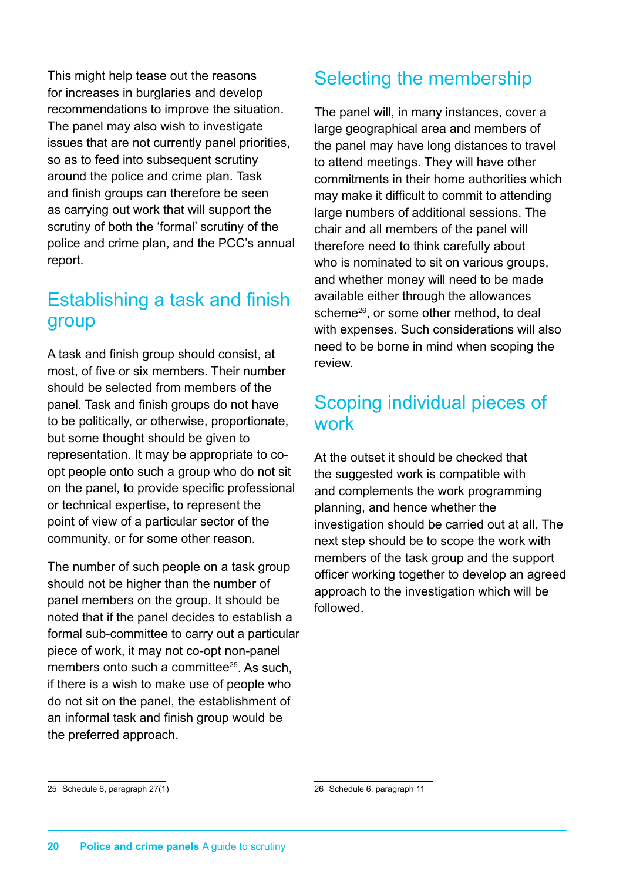This might help tease out the reasons for increases in burglaries and develop recommendations to improve the situation. The panel may also wish to investigate issues that are not currently panel priorities, so as to feed into subsequent scrutiny around the police and crime plan. Task and finish groups can therefore be seen as carrying out work that will support the scrutiny of both the 'formal' scrutiny of the police and crime plan, and the PCC's annual report.

## Establishing a task and finish group

A task and finish group should consist, at most, of five or six members. Their number should be selected from members of the panel. Task and finish groups do not have to be politically, or otherwise, proportionate, but some thought should be given to representation. It may be appropriate to co-opt people onto such a group who do not sit on the panel, to provide specific professional or technical expertise, to represent the point of view of a particular sector of the community, or for some other reason.

The number of such people on a task group should not be higher than the number of panel members on the group. It should be noted that if the panel decides to establish a formal sub-committee to carry out a particular piece of work, it may not co-opt non-panel members onto such a committee[25]. As such, if there is a wish to make use of people who do not sit on the panel, the establishment of an informal task and finish group would be the preferred approach.

## Selecting the membership

The panel will, in many instances, cover a large geographical area and members of the panel may have long distances to travel to attend meetings. They will have other commitments in their home authorities which may make it difficult to commit to attending large numbers of additional sessions. The chair and all members of the panel will therefore need to think carefully about who is nominated to sit on various groups, and whether money will need to be made available either through the allowances scheme[26], or some other method, to deal with expenses. Such considerations will also need to be borne in mind when scoping the review.

## Scoping individual pieces of work

At the outset it should be checked that the suggested work is compatible with and complements the work programming planning, and hence whether the investigation should be carried out at all. The next step should be to scope the work with members of the task group and the support officer working together to develop an agreed approach to the investigation which will be followed.

---

25 Schedule 6, paragraph 27(1)

26 Schedule 6, paragraph 11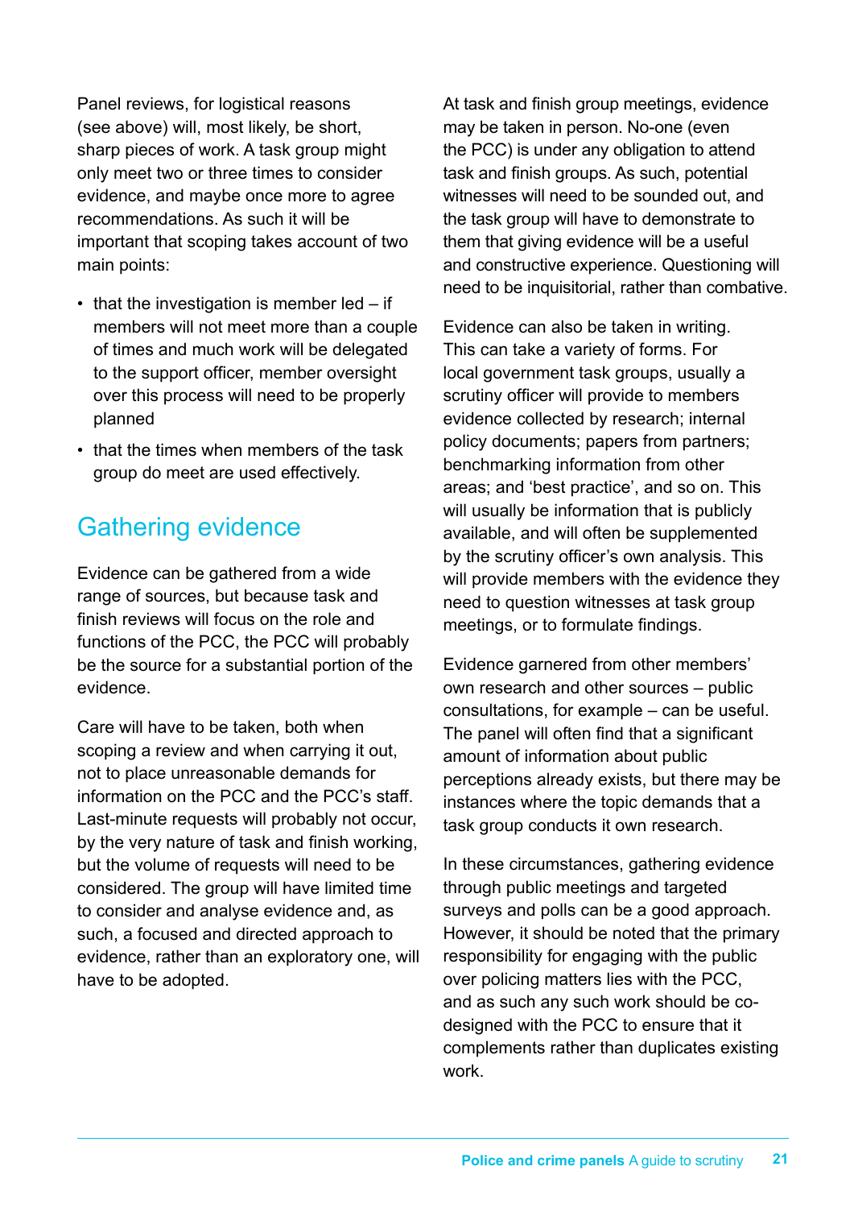Panel reviews, for logistical reasons (see above) will, most likely, be short, sharp pieces of work. A task group might only meet two or three times to consider evidence, and maybe once more to agree recommendations. As such it will be important that scoping takes account of two main points:

- that the investigation is member led – if members will not meet more than a couple of times and much work will be delegated to the support officer, member oversight over this process will need to be properly planned
- that the times when members of the task group do meet are used effectively.

## Gathering evidence

Evidence can be gathered from a wide range of sources, but because task and finish reviews will focus on the role and functions of the PCC, the PCC will probably be the source for a substantial portion of the evidence.

Care will have to be taken, both when scoping a review and when carrying it out, not to place unreasonable demands for information on the PCC and the PCC's staff. Last-minute requests will probably not occur, by the very nature of task and finish working, but the volume of requests will need to be considered. The group will have limited time to consider and analyse evidence and, as such, a focused and directed approach to evidence, rather than an exploratory one, will have to be adopted.

At task and finish group meetings, evidence may be taken in person. No-one (even the PCC) is under any obligation to attend task and finish groups. As such, potential witnesses will need to be sounded out, and the task group will have to demonstrate to them that giving evidence will be a useful and constructive experience. Questioning will need to be inquisitorial, rather than combative.

Evidence can also be taken in writing. This can take a variety of forms. For local government task groups, usually a scrutiny officer will provide to members evidence collected by research; internal policy documents; papers from partners; benchmarking information from other areas; and 'best practice', and so on. This will usually be information that is publicly available, and will often be supplemented by the scrutiny officer's own analysis. This will provide members with the evidence they need to question witnesses at task group meetings, or to formulate findings.

Evidence garnered from other members' own research and other sources – public consultations, for example – can be useful. The panel will often find that a significant amount of information about public perceptions already exists, but there may be instances where the topic demands that a task group conducts it own research.

In these circumstances, gathering evidence through public meetings and targeted surveys and polls can be a good approach. However, it should be noted that the primary responsibility for engaging with the public over policing matters lies with the PCC, and as such any such work should be co-designed with the PCC to ensure that it complements rather than duplicates existing work.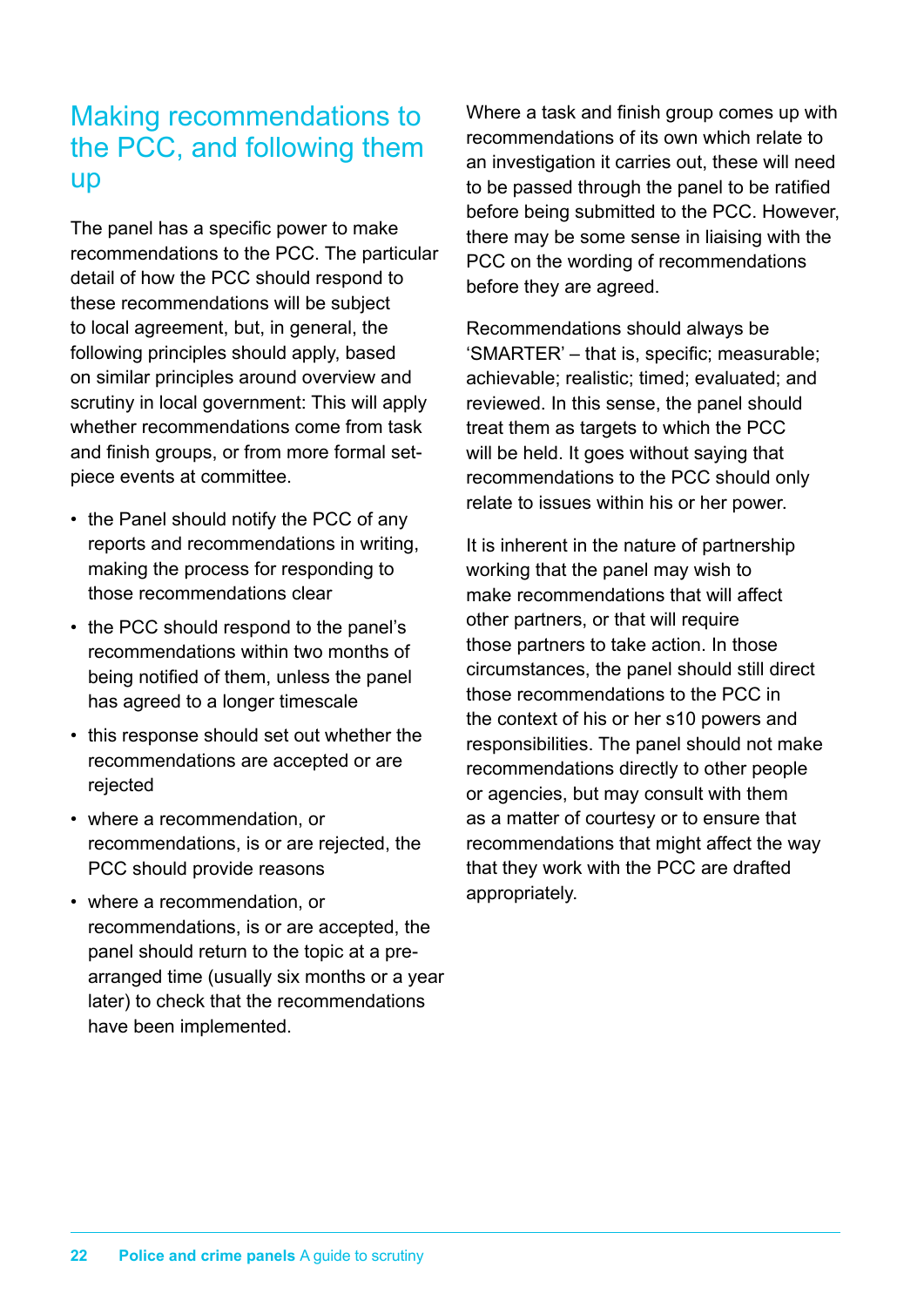## Making recommendations to the PCC, and following them up

The panel has a specific power to make recommendations to the PCC. The particular detail of how the PCC should respond to these recommendations will be subject to local agreement, but, in general, the following principles should apply, based on similar principles around overview and scrutiny in local government: This will apply whether recommendations come from task and finish groups, or from more formal set-piece events at committee.

- the Panel should notify the PCC of any reports and recommendations in writing, making the process for responding to those recommendations clear
- the PCC should respond to the panel's recommendations within two months of being notified of them, unless the panel has agreed to a longer timescale
- this response should set out whether the recommendations are accepted or are rejected
- where a recommendation, or recommendations, is or are rejected, the PCC should provide reasons
- where a recommendation, or recommendations, is or are accepted, the panel should return to the topic at a pre-arranged time (usually six months or a year later) to check that the recommendations have been implemented.

Where a task and finish group comes up with recommendations of its own which relate to an investigation it carries out, these will need to be passed through the panel to be ratified before being submitted to the PCC. However, there may be some sense in liaising with the PCC on the wording of recommendations before they are agreed.

Recommendations should always be 'SMARTER' – that is, specific; measurable; achievable; realistic; timed; evaluated; and reviewed. In this sense, the panel should treat them as targets to which the PCC will be held. It goes without saying that recommendations to the PCC should only relate to issues within his or her power.

It is inherent in the nature of partnership working that the panel may wish to make recommendations that will affect other partners, or that will require those partners to take action. In those circumstances, the panel should still direct those recommendations to the PCC in the context of his or her s10 powers and responsibilities. The panel should not make recommendations directly to other people or agencies, but may consult with them as a matter of courtesy or to ensure that recommendations that might affect the way that they work with the PCC are drafted appropriately.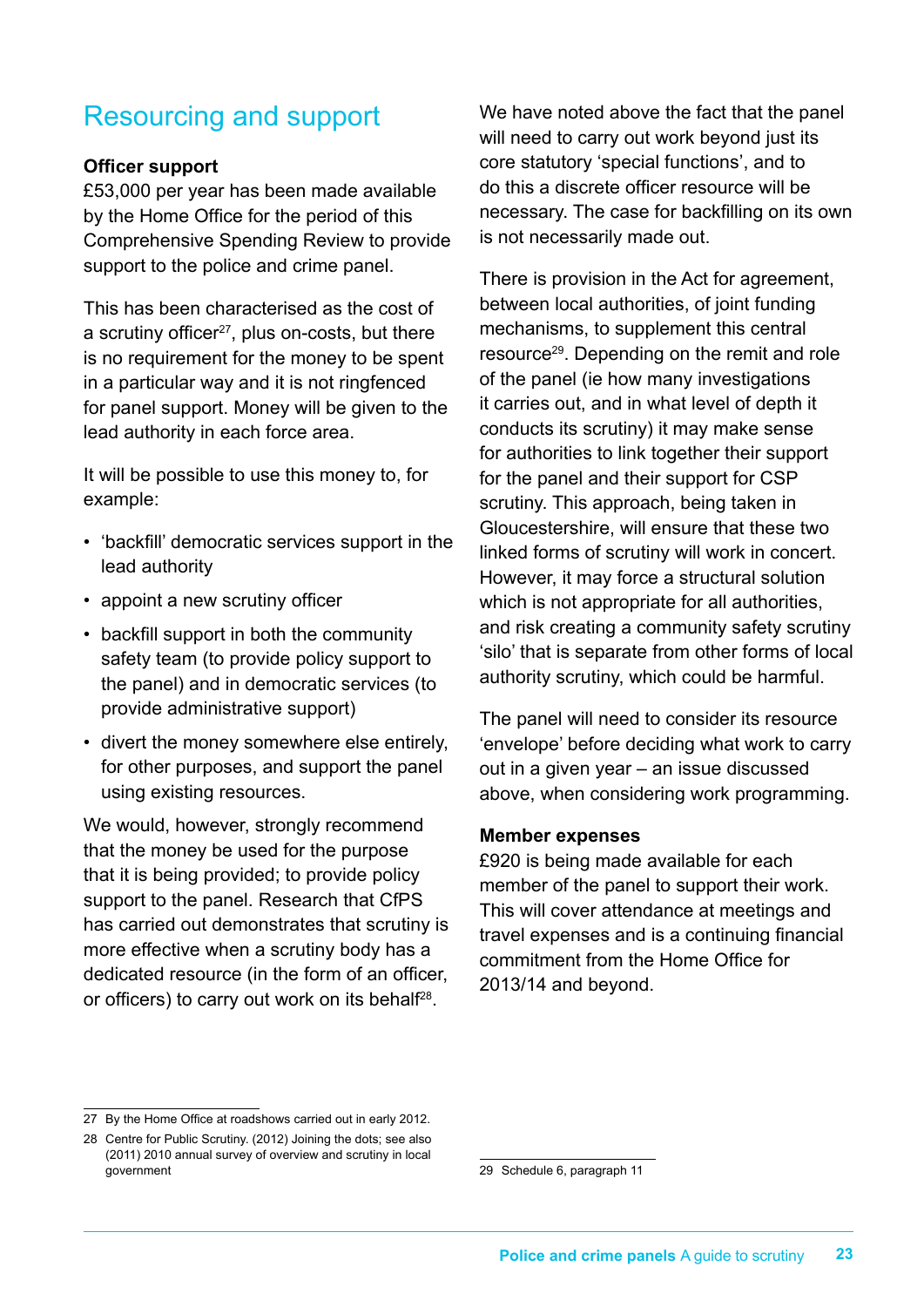## Resourcing and support

### Officer support

£53,000 per year has been made available by the Home Office for the period of this Comprehensive Spending Review to provide support to the police and crime panel.

This has been characterised as the cost of a scrutiny officer[27], plus on-costs, but there is no requirement for the money to be spent in a particular way and it is not ringfenced for panel support. Money will be given to the lead authority in each force area.

It will be possible to use this money to, for example:

- 'backfill' democratic services support in the lead authority
- appoint a new scrutiny officer
- backfill support in both the community safety team (to provide policy support to the panel) and in democratic services (to provide administrative support)
- divert the money somewhere else entirely, for other purposes, and support the panel using existing resources.

We would, however, strongly recommend that the money be used for the purpose that it is being provided; to provide policy support to the panel. Research that CfPS has carried out demonstrates that scrutiny is more effective when a scrutiny body has a dedicated resource (in the form of an officer, or officers) to carry out work on its behalf[28].

We have noted above the fact that the panel will need to carry out work beyond just its core statutory 'special functions', and to do this a discrete officer resource will be necessary. The case for backfilling on its own is not necessarily made out.

There is provision in the Act for agreement, between local authorities, of joint funding mechanisms, to supplement this central resource[29]. Depending on the remit and role of the panel (ie how many investigations it carries out, and in what level of depth it conducts its scrutiny) it may make sense for authorities to link together their support for the panel and their support for CSP scrutiny. This approach, being taken in Gloucestershire, will ensure that these two linked forms of scrutiny will work in concert. However, it may force a structural solution which is not appropriate for all authorities, and risk creating a community safety scrutiny 'silo' that is separate from other forms of local authority scrutiny, which could be harmful.

The panel will need to consider its resource 'envelope' before deciding what work to carry out in a given year – an issue discussed above, when considering work programming.

### Member expenses

£920 is being made available for each member of the panel to support their work. This will cover attendance at meetings and travel expenses and is a continuing financial commitment from the Home Office for 2013/14 and beyond.

---

27 By the Home Office at roadshows carried out in early 2012.

28 Centre for Public Scrutiny. (2012) Joining the dots; see also (2011) 2010 annual survey of overview and scrutiny in local government

29 Schedule 6, paragraph 11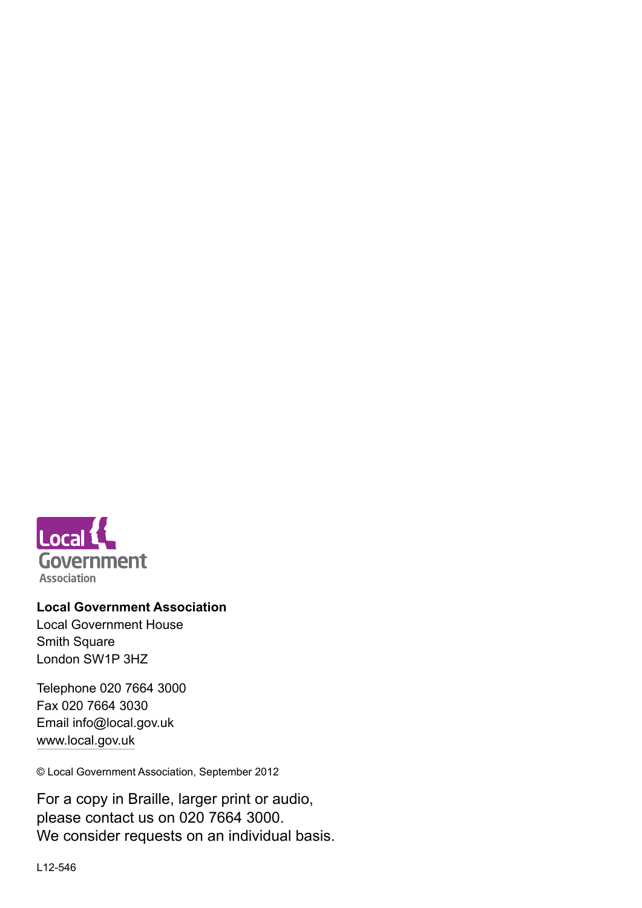**Local Government Association**
Local Government House
Smith Square
London SW1P 3HZ

Telephone 020 7664 3000
Fax 020 7664 3030
Email info@local.gov.uk
www.local.gov.uk

© Local Government Association, September 2012

For a copy in Braille, larger print or audio, please contact us on 020 7664 3000. We consider requests on an individual basis.

L12-546